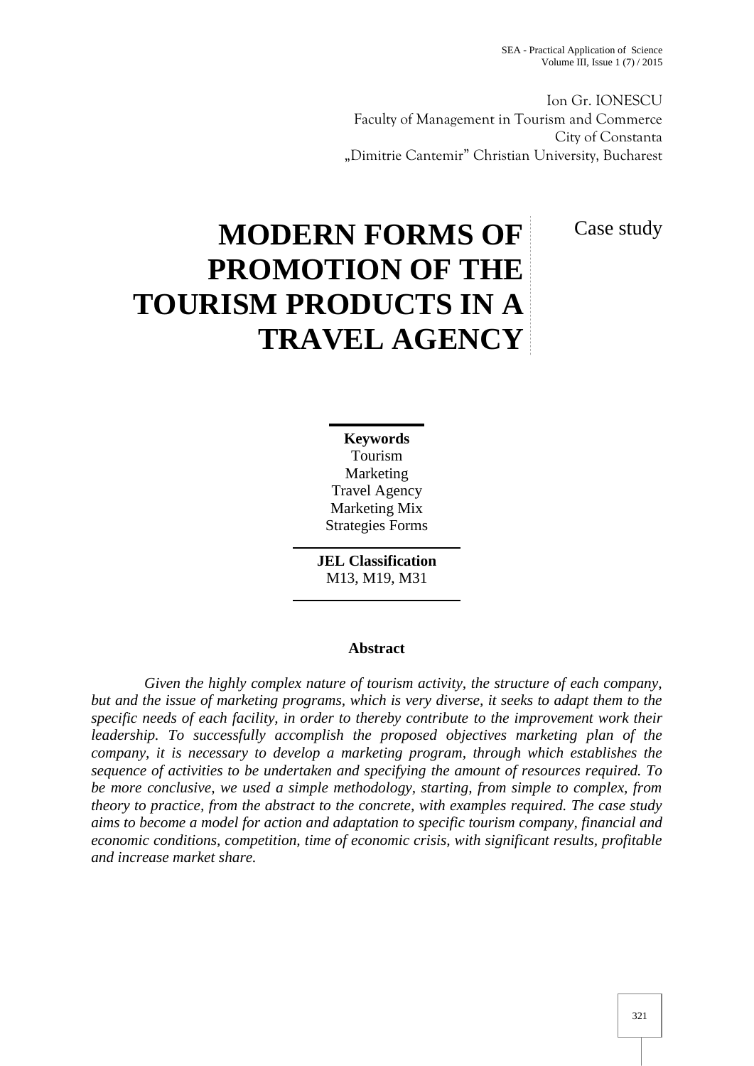Ion Gr. IONESCU
Faculty of Management in Tourism and Commerce
City of Constanta
„Dimitrie Cantemir" Christian University, Bucharest

# MODERN FORMS OF PROMOTION OF THE TOURISM PRODUCTS IN A TRAVEL AGENCY

Case study

**Keywords**
Tourism
Marketing
Travel Agency
Marketing Mix
Strategies Forms

**JEL Classification**
M13, M19, M31

**Abstract**

*Given the highly complex nature of tourism activity, the structure of each company, but and the issue of marketing programs, which is very diverse, it seeks to adapt them to the specific needs of each facility, in order to thereby contribute to the improvement work their leadership. To successfully accomplish the proposed objectives marketing plan of the company, it is necessary to develop a marketing program, through which establishes the sequence of activities to be undertaken and specifying the amount of resources required. To be more conclusive, we used a simple methodology, starting, from simple to complex, from theory to practice, from the abstract to the concrete, with examples required. The case study aims to become a model for action and adaptation to specific tourism company, financial and economic conditions, competition, time of economic crisis, with significant results, profitable and increase market share.*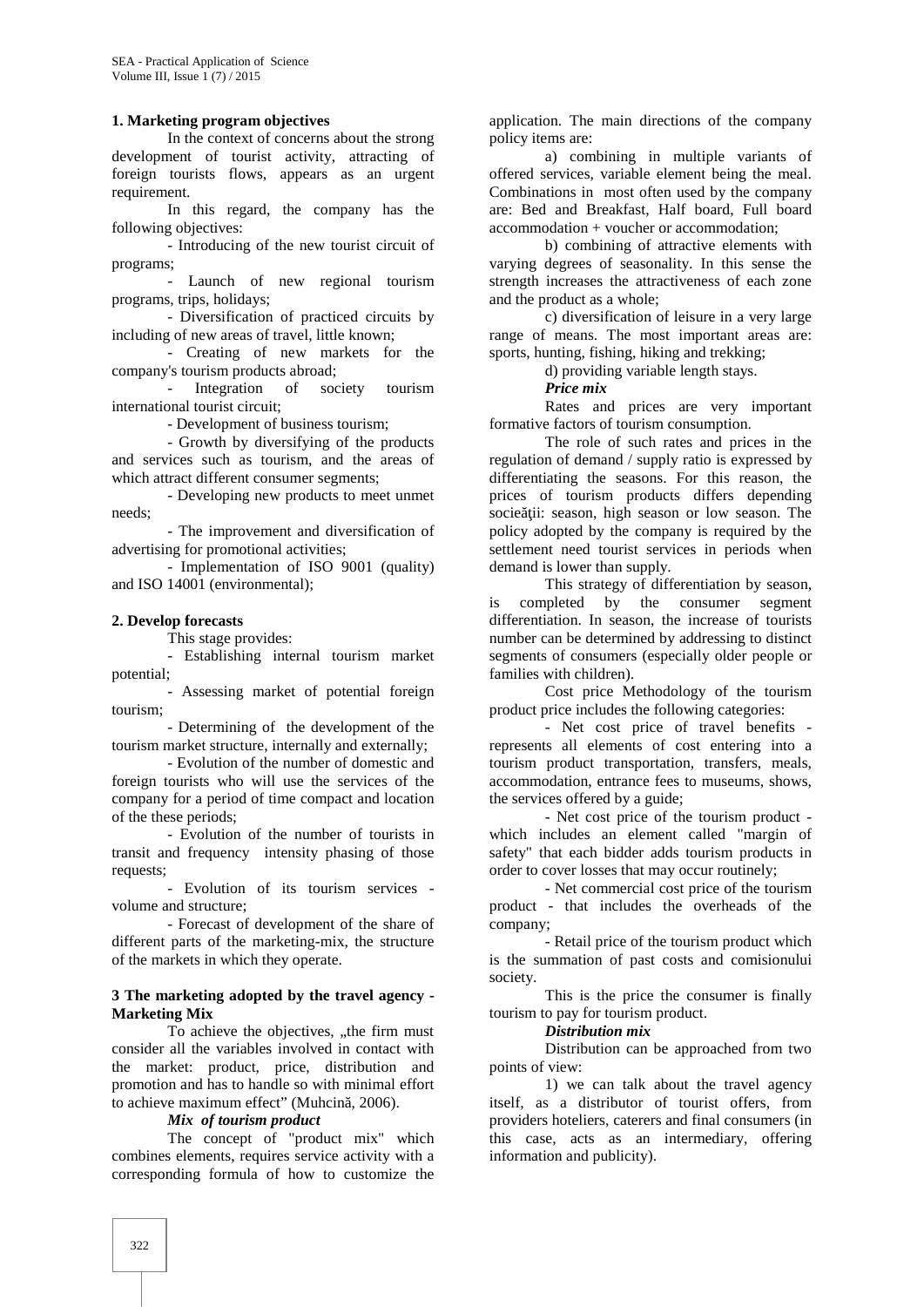## 1. Marketing program objectives

In the context of concerns about the strong development of tourist activity, attracting of foreign tourists flows, appears as an urgent requirement.

In this regard, the company has the following objectives:

- Introducing of the new tourist circuit of programs;
- Launch of new regional tourism programs, trips, holidays;
- Diversification of practiced circuits by including of new areas of travel, little known;
- Creating of new markets for the company's tourism products abroad;
- Integration of society tourism international tourist circuit;
- Development of business tourism;
- Growth by diversifying of the products and services such as tourism, and the areas of which attract different consumer segments;
- Developing new products to meet unmet needs;
- The improvement and diversification of advertising for promotional activities;
- Implementation of ISO 9001 (quality) and ISO 14001 (environmental);

## 2. Develop forecasts

This stage provides:

- Establishing internal tourism market potential;
- Assessing market of potential foreign tourism;
- Determining of the development of the tourism market structure, internally and externally;
- Evolution of the number of domestic and foreign tourists who will use the services of the company for a period of time compact and location of the these periods;
- Evolution of the number of tourists in transit and frequency intensity phasing of those requests;
- Evolution of its tourism services - volume and structure;
- Forecast of development of the share of different parts of the marketing-mix, the structure of the markets in which they operate.

## 3 The marketing adopted by the travel agency - Marketing Mix

To achieve the objectives, „the firm must consider all the variables involved in contact with the market: product, price, distribution and promotion and has to handle so with minimal effort to achieve maximum effect" (Muhcină, 2006).

### *Mix of tourism product*

The concept of "product mix" which combines elements, requires service activity with a corresponding formula of how to customize the application. The main directions of the company policy items are:

a) combining in multiple variants of offered services, variable element being the meal. Combinations in most often used by the company are: Bed and Breakfast, Half board, Full board accommodation + voucher or accommodation;

b) combining of attractive elements with varying degrees of seasonality. In this sense the strength increases the attractiveness of each zone and the product as a whole;

c) diversification of leisure in a very large range of means. The most important areas are: sports, hunting, fishing, hiking and trekking;

d) providing variable length stays.

### *Price mix*

Rates and prices are very important formative factors of tourism consumption.

The role of such rates and prices in the regulation of demand / supply ratio is expressed by differentiating the seasons. For this reason, the prices of tourism products differs depending socieăţii: season, high season or low season. The policy adopted by the company is required by the settlement need tourist services in periods when demand is lower than supply.

This strategy of differentiation by season, is completed by the consumer segment differentiation. In season, the increase of tourists number can be determined by addressing to distinct segments of consumers (especially older people or families with children).

Cost price Methodology of the tourism product price includes the following categories:

- Net cost price of travel benefits - represents all elements of cost entering into a tourism product transportation, transfers, meals, accommodation, entrance fees to museums, shows, the services offered by a guide;
- Net cost price of the tourism product - which includes an element called "margin of safety" that each bidder adds tourism products in order to cover losses that may occur routinely;
- Net commercial cost price of the tourism product - that includes the overheads of the company;
- Retail price of the tourism product which is the summation of past costs and comisionului society.

This is the price the consumer is finally tourism to pay for tourism product.

### *Distribution mix*

Distribution can be approached from two points of view:

1) we can talk about the travel agency itself, as a distributor of tourist offers, from providers hoteliers, caterers and final consumers (in this case, acts as an intermediary, offering information and publicity).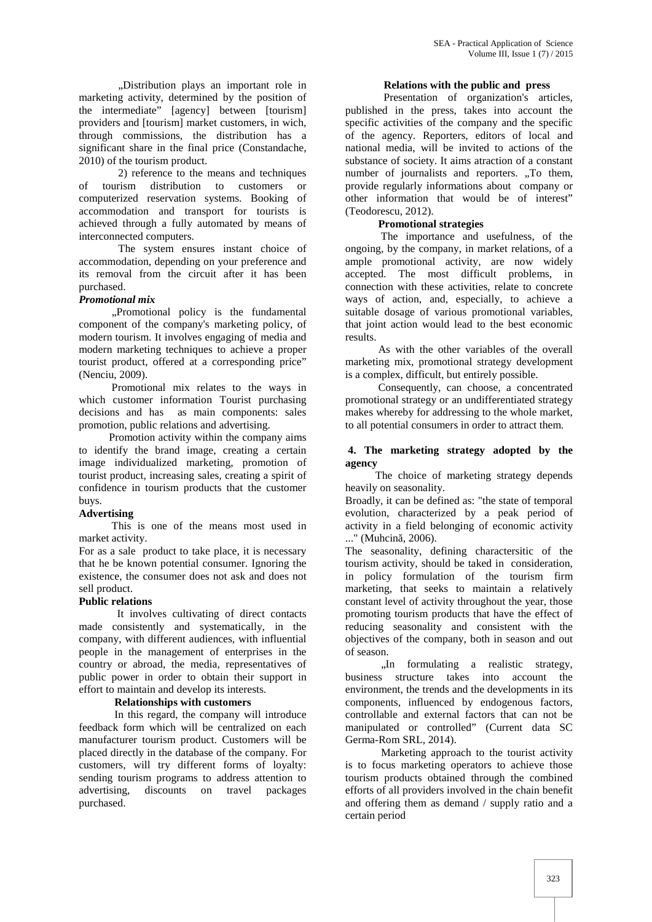„Distribution plays an important role in marketing activity, determined by the position of the intermediate" [agency] between [tourism] providers and [tourism] market customers, in wich, through commissions, the distribution has a significant share in the final price (Constandache, 2010) of the tourism product.

2) reference to the means and techniques of tourism distribution to customers or computerized reservation systems. Booking of accommodation and transport for tourists is achieved through a fully automated by means of interconnected computers.

The system ensures instant choice of accommodation, depending on your preference and its removal from the circuit after it has been purchased.

***Promotional mix***

„Promotional policy is the fundamental component of the company's marketing policy, of modern tourism. It involves engaging of media and modern marketing techniques to achieve a proper tourist product, offered at a corresponding price" (Nenciu, 2009).

Promotional mix relates to the ways in which customer information Tourist purchasing decisions and has as main components: sales promotion, public relations and advertising.

Promotion activity within the company aims to identify the brand image, creating a certain image individualized marketing, promotion of tourist product, increasing sales, creating a spirit of confidence in tourism products that the customer buys.

**Advertising**

This is one of the means most used in market activity.

For as a sale product to take place, it is necessary that he be known potential consumer. Ignoring the existence, the consumer does not ask and does not sell product.

**Public relations**

It involves cultivating of direct contacts made consistently and systematically, in the company, with different audiences, with influential people in the management of enterprises in the country or abroad, the media, representatives of public power in order to obtain their support in effort to maintain and develop its interests.

**Relationships with customers**

In this regard, the company will introduce feedback form which will be centralized on each manufacturer tourism product. Customers will be placed directly in the database of the company. For customers, will try different forms of loyalty: sending tourism programs to address attention to advertising, discounts on travel packages purchased.

**Relations with the public and press**

Presentation of organization's articles, published in the press, takes into account the specific activities of the company and the specific of the agency. Reporters, editors of local and national media, will be invited to actions of the substance of society. It aims atraction of a constant number of journalists and reporters. „To them, provide regularly informations about company or other information that would be of interest" (Teodorescu, 2012).

**Promotional strategies**

The importance and usefulness, of the ongoing, by the company, in market relations, of a ample promotional activity, are now widely accepted. The most difficult problems, in connection with these activities, relate to concrete ways of action, and, especially, to achieve a suitable dosage of various promotional variables, that joint action would lead to the best economic results.

As with the other variables of the overall marketing mix, promotional strategy development is a complex, difficult, but entirely possible.

Consequently, can choose, a concentrated promotional strategy or an undifferentiated strategy makes whereby for addressing to the whole market, to all potential consumers in order to attract them.

## 4. The marketing strategy adopted by the agency

The choice of marketing strategy depends heavily on seasonality.

Broadly, it can be defined as: "the state of temporal evolution, characterized by a peak period of activity in a field belonging of economic activity ..." (Muhcină, 2006).

The seasonality, defining charactersitic of the tourism activity, should be taked in consideration, in policy formulation of the tourism firm marketing, that seeks to maintain a relatively constant level of activity throughout the year, those promoting tourism products that have the effect of reducing seasonality and consistent with the objectives of the company, both in season and out of season.

„In formulating a realistic strategy, business structure takes into account the environment, the trends and the developments in its components, influenced by endogenous factors, controllable and external factors that can not be manipulated or controlled" (Current data SC Germa-Rom SRL, 2014).

Marketing approach to the tourist activity is to focus marketing operators to achieve those tourism products obtained through the combined efforts of all providers involved in the chain benefit and offering them as demand / supply ratio and a certain period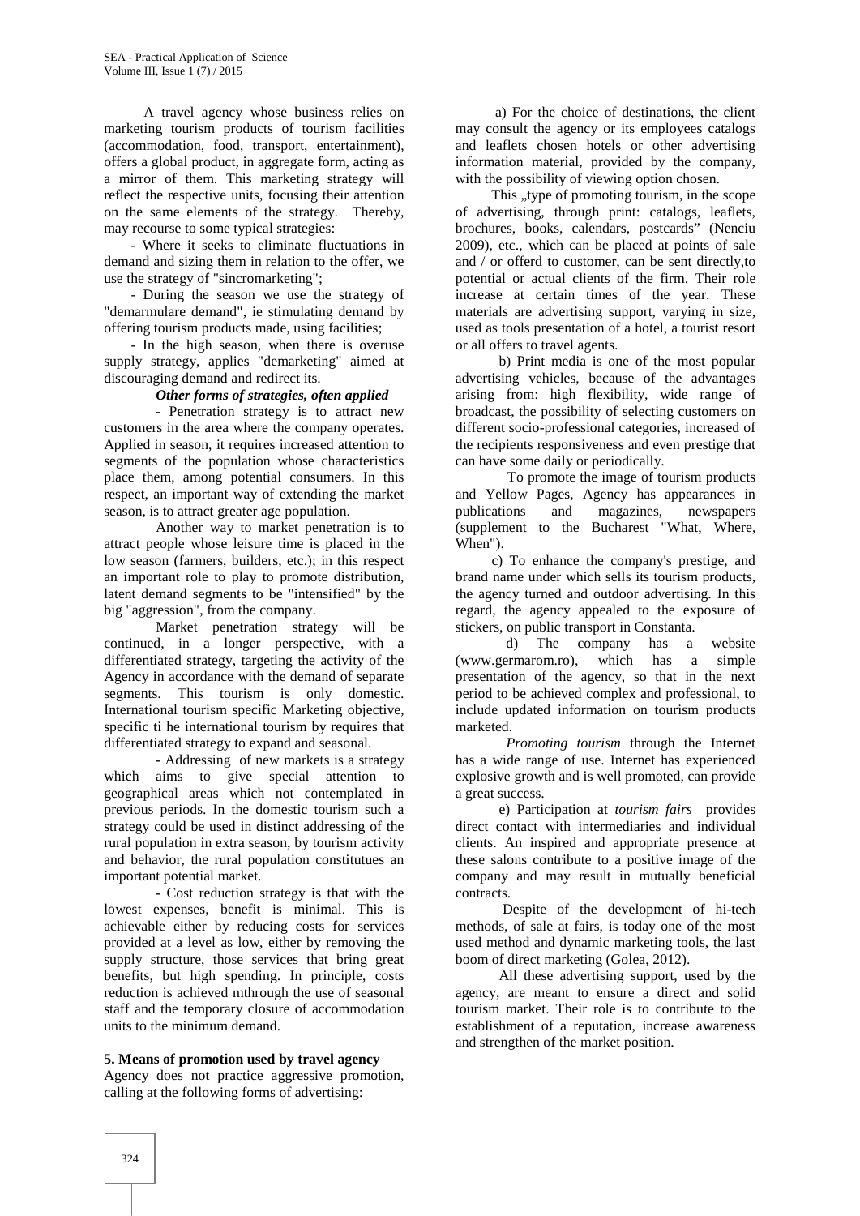A travel agency whose business relies on marketing tourism products of tourism facilities (accommodation, food, transport, entertainment), offers a global product, in aggregate form, acting as a mirror of them. This marketing strategy will reflect the respective units, focusing their attention on the same elements of the strategy. Thereby, may recourse to some typical strategies:

- Where it seeks to eliminate fluctuations in demand and sizing them in relation to the offer, we use the strategy of "sincromarketing";
- During the season we use the strategy of "demarmulare demand", ie stimulating demand by offering tourism products made, using facilities;
- In the high season, when there is overuse supply strategy, applies "demarketing" aimed at discouraging demand and redirect its.

***Other forms of strategies, often applied***

- Penetration strategy is to attract new customers in the area where the company operates. Applied in season, it requires increased attention to segments of the population whose characteristics place them, among potential consumers. In this respect, an important way of extending the market season, is to attract greater age population.

Another way to market penetration is to attract people whose leisure time is placed in the low season (farmers, builders, etc.); in this respect an important role to play to promote distribution, latent demand segments to be "intensified" by the big "aggression", from the company.

Market penetration strategy will be continued, in a longer perspective, with a differentiated strategy, targeting the activity of the Agency in accordance with the demand of separate segments. This tourism is only domestic. International tourism specific Marketing objective, specific ti he international tourism by requires that differentiated strategy to expand and seasonal.

- Addressing of new markets is a strategy which aims to give special attention to geographical areas which not contemplated in previous periods. In the domestic tourism such a strategy could be used in distinct addressing of the rural population in extra season, by tourism activity and behavior, the rural population constitutues an important potential market.

- Cost reduction strategy is that with the lowest expenses, benefit is minimal. This is achievable either by reducing costs for services provided at a level as low, either by removing the supply structure, those services that bring great benefits, but high spending. In principle, costs reduction is achieved mthrough the use of seasonal staff and the temporary closure of accommodation units to the minimum demand.

## 5. Means of promotion used by travel agency

Agency does not practice aggressive promotion, calling at the following forms of advertising:

a) For the choice of destinations, the client may consult the agency or its employees catalogs and leaflets chosen hotels or other advertising information material, provided by the company, with the possibility of viewing option chosen.

This „type of promoting tourism, in the scope of advertising, through print: catalogs, leaflets, brochures, books, calendars, postcards" (Nenciu 2009), etc., which can be placed at points of sale and / or offerd to customer, can be sent directly,to potential or actual clients of the firm. Their role increase at certain times of the year. These materials are advertising support, varying in size, used as tools presentation of a hotel, a tourist resort or all offers to travel agents.

b) Print media is one of the most popular advertising vehicles, because of the advantages arising from: high flexibility, wide range of broadcast, the possibility of selecting customers on different socio-professional categories, increased of the recipients responsiveness and even prestige that can have some daily or periodically.

To promote the image of tourism products and Yellow Pages, Agency has appearances in publications and magazines, newspapers (supplement to the Bucharest "What, Where, When").

c) To enhance the company's prestige, and brand name under which sells its tourism products, the agency turned and outdoor advertising. In this regard, the agency appealed to the exposure of stickers, on public transport in Constanta.

d) The company has a website (www.germarom.ro), which has a simple presentation of the agency, so that in the next period to be achieved complex and professional, to include updated information on tourism products marketed.

*Promoting tourism* through the Internet has a wide range of use. Internet has experienced explosive growth and is well promoted, can provide a great success.

e) Participation at *tourism fairs* provides direct contact with intermediaries and individual clients. An inspired and appropriate presence at these salons contribute to a positive image of the company and may result in mutually beneficial contracts.

Despite of the development of hi-tech methods, of sale at fairs, is today one of the most used method and dynamic marketing tools, the last boom of direct marketing (Golea, 2012).

All these advertising support, used by the agency, are meant to ensure a direct and solid tourism market. Their role is to contribute to the establishment of a reputation, increase awareness and strengthen of the market position.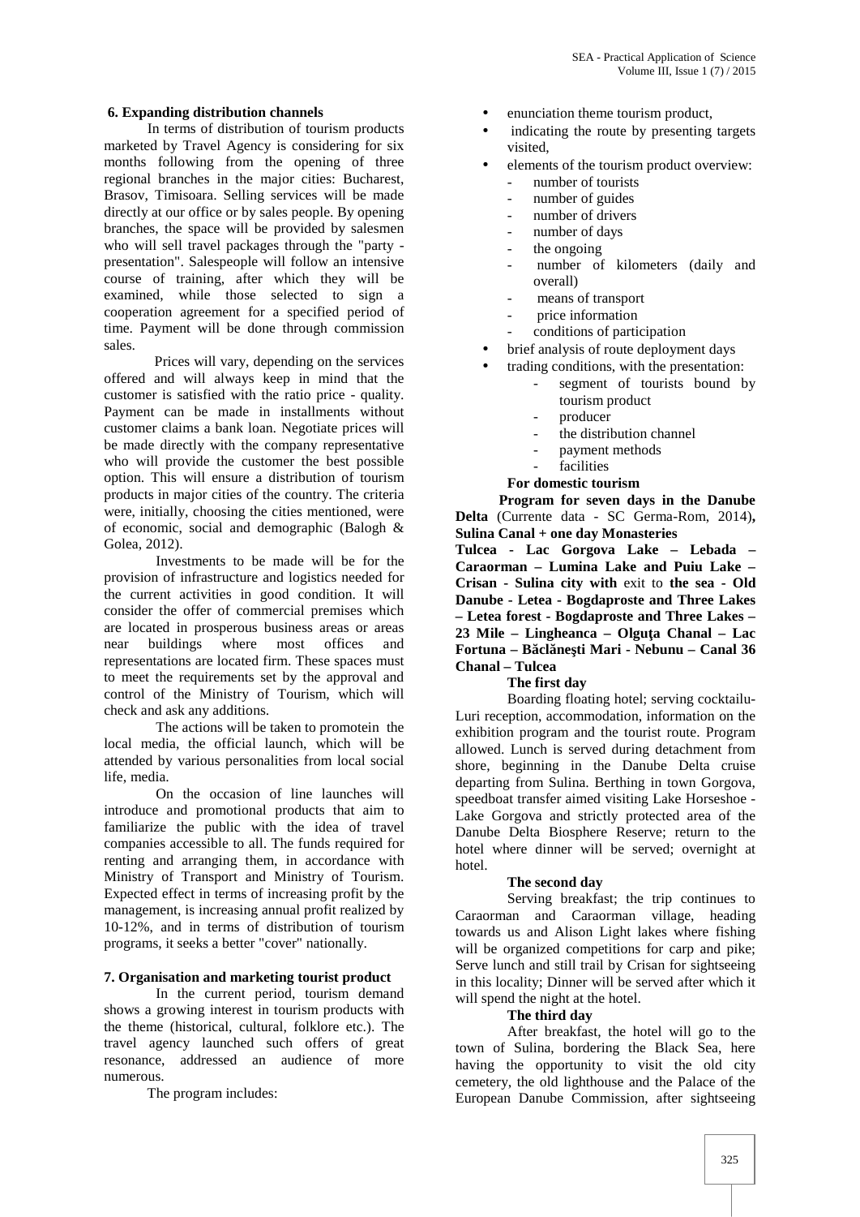## 6. Expanding distribution channels

In terms of distribution of tourism products marketed by Travel Agency is considering for six months following from the opening of three regional branches in the major cities: Bucharest, Brasov, Timisoara. Selling services will be made directly at our office or by sales people. By opening branches, the space will be provided by salesmen who will sell travel packages through the "party - presentation". Salespeople will follow an intensive course of training, after which they will be examined, while those selected to sign a cooperation agreement for a specified period of time. Payment will be done through commission sales.

Prices will vary, depending on the services offered and will always keep in mind that the customer is satisfied with the ratio price - quality. Payment can be made in installments without customer claims a bank loan. Negotiate prices will be made directly with the company representative who will provide the customer the best possible option. This will ensure a distribution of tourism products in major cities of the country. The criteria were, initially, choosing the cities mentioned, were of economic, social and demographic (Balogh & Golea, 2012).

Investments to be made will be for the provision of infrastructure and logistics needed for the current activities in good condition. It will consider the offer of commercial premises which are located in prosperous business areas or areas near buildings where most offices and representations are located firm. These spaces must to meet the requirements set by the approval and control of the Ministry of Tourism, which will check and ask any additions.

The actions will be taken to promotein the local media, the official launch, which will be attended by various personalities from local social life, media.

On the occasion of line launches will introduce and promotional products that aim to familiarize the public with the idea of travel companies accessible to all. The funds required for renting and arranging them, in accordance with Ministry of Transport and Ministry of Tourism. Expected effect in terms of increasing profit by the management, is increasing annual profit realized by 10-12%, and in terms of distribution of tourism programs, it seeks a better "cover" nationally.

## 7. Organisation and marketing tourist product

In the current period, tourism demand shows a growing interest in tourism products with the theme (historical, cultural, folklore etc.). The travel agency launched such offers of great resonance, addressed an audience of more numerous.

The program includes:

- enunciation theme tourism product,
- indicating the route by presenting targets visited,
- elements of the tourism product overview:
  - number of tourists
  - number of guides
  - number of drivers
  - number of days
  - the ongoing
  - number of kilometers (daily and overall)
  - means of transport
  - price information
  - conditions of participation
- brief analysis of route deployment days
- trading conditions, with the presentation:
  - segment of tourists bound by tourism product
  - producer
  - the distribution channel
  - payment methods
  - facilities

**For domestic tourism**

**Program for seven days in the Danube Delta** (Currente data - SC Germa-Rom, 2014)**, Sulina Canal + one day Monasteries**

**Tulcea - Lac Gorgova Lake – Lebada – Caraorman – Lumina Lake and Puiu Lake – Crisan - Sulina city with** exit to **the sea - Old Danube - Letea - Bogdaproste and Three Lakes – Letea forest - Bogdaproste and Three Lakes – 23 Mile – Lingheanca – Olguţa Chanal – Lac Fortuna – Băclăneşti Mari - Nebunu – Canal 36 Chanal – Tulcea**

**The first day**

Boarding floating hotel; serving cocktailu-Luri reception, accommodation, information on the exhibition program and the tourist route. Program allowed. Lunch is served during detachment from shore, beginning in the Danube Delta cruise departing from Sulina. Berthing in town Gorgova, speedboat transfer aimed visiting Lake Horseshoe - Lake Gorgova and strictly protected area of the Danube Delta Biosphere Reserve; return to the hotel where dinner will be served; overnight at hotel.

**The second day**

Serving breakfast; the trip continues to Caraorman and Caraorman village, heading towards us and Alison Light lakes where fishing will be organized competitions for carp and pike; Serve lunch and still trail by Crisan for sightseeing in this locality; Dinner will be served after which it will spend the night at the hotel.

**The third day**

After breakfast, the hotel will go to the town of Sulina, bordering the Black Sea, here having the opportunity to visit the old city cemetery, the old lighthouse and the Palace of the European Danube Commission, after sightseeing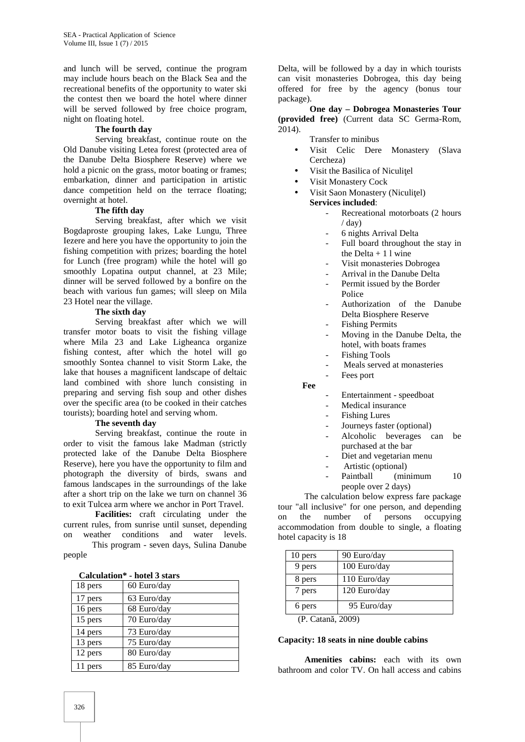and lunch will be served, continue the program may include hours beach on the Black Sea and the recreational benefits of the opportunity to water ski the contest then we board the hotel where dinner will be served followed by free choice program, night on floating hotel.

**The fourth day**

Serving breakfast, continue route on the Old Danube visiting Letea forest (protected area of the Danube Delta Biosphere Reserve) where we hold a picnic on the grass, motor boating or frames; embarkation, dinner and participation in artistic dance competition held on the terrace floating; overnight at hotel.

**The fifth day**

Serving breakfast, after which we visit Bogdaproste grouping lakes, Lake Lungu, Three Iezere and here you have the opportunity to join the fishing competition with prizes; boarding the hotel for Lunch (free program) while the hotel will go smoothly Lopatina output channel, at 23 Mile; dinner will be served followed by a bonfire on the beach with various fun games; will sleep on Mila 23 Hotel near the village.

**The sixth day**

Serving breakfast after which we will transfer motor boats to visit the fishing village where Mila 23 and Lake Ligheanca organize fishing contest, after which the hotel will go smoothly Sontea channel to visit Storm Lake, the lake that houses a magnificent landscape of deltaic land combined with shore lunch consisting in preparing and serving fish soup and other dishes over the specific area (to be cooked in their catches tourists); boarding hotel and serving whom.

**The seventh day**

Serving breakfast, continue the route in order to visit the famous lake Madman (strictly protected lake of the Danube Delta Biosphere Reserve), here you have the opportunity to film and photograph the diversity of birds, swans and famous landscapes in the surroundings of the lake after a short trip on the lake we turn on channel 36 to exit Tulcea arm where we anchor in Port Travel.

**Facilities:** craft circulating under the current rules, from sunrise until sunset, depending on weather conditions and water levels.

This program - seven days, Sulina Danube people

**Calculation* - hotel 3 stars**

| | |
|---|---|
| 18 pers | 60 Euro/day |
| 17 pers | 63 Euro/day |
| 16 pers | 68 Euro/day |
| 15 pers | 70 Euro/day |
| 14 pers | 73 Euro/day |
| 13 pers | 75 Euro/day |
| 12 pers | 80 Euro/day |
| 11 pers | 85 Euro/day |

Delta, will be followed by a day in which tourists can visit monasteries Dobrogea, this day being offered for free by the agency (bonus tour package).

**One day – Dobrogea Monasteries Tour (provided free)** (Current data SC Germa-Rom, 2014).

Transfer to minibus

- Visit Celic Dere Monastery (Slava Cercheza)
- Visit the Basilica of Niculiţel
- Visit Monastery Cock
- Visit Saon Monastery (Niculiţel)

**Services included**:

- Recreational motorboats (2 hours / day)
- 6 nights Arrival Delta
- Full board throughout the stay in the Delta + 1 l wine
- Visit monasteries Dobrogea
- Arrival in the Danube Delta
- Permit issued by the Border Police
- Authorization of the Danube Delta Biosphere Reserve
- Fishing Permits
- Moving in the Danube Delta, the hotel, with boats frames
- Fishing Tools
- Meals served at monasteries
- Fees port

**Fee**

- Entertainment - speedboat
- Medical insurance
- Fishing Lures
- Journeys faster (optional)
- Alcoholic beverages can be purchased at the bar
- Diet and vegetarian menu
- Artistic (optional)
- Paintball (minimum 10 people over 2 days)

The calculation below express fare package tour "all inclusive" for one person, and depending on the number of persons occupying accommodation from double to single, a floating hotel capacity is 18

| | |
|---|---|
| 10 pers | 90 Euro/day |
| 9 pers | 100 Euro/day |
| 8 pers | 110 Euro/day |
| 7 pers | 120 Euro/day |
| 6 pers | 95 Euro/day |

(P. Catană, 2009)

**Capacity: 18 seats in nine double cabins**

**Amenities cabins:** each with its own bathroom and color TV. On hall access and cabins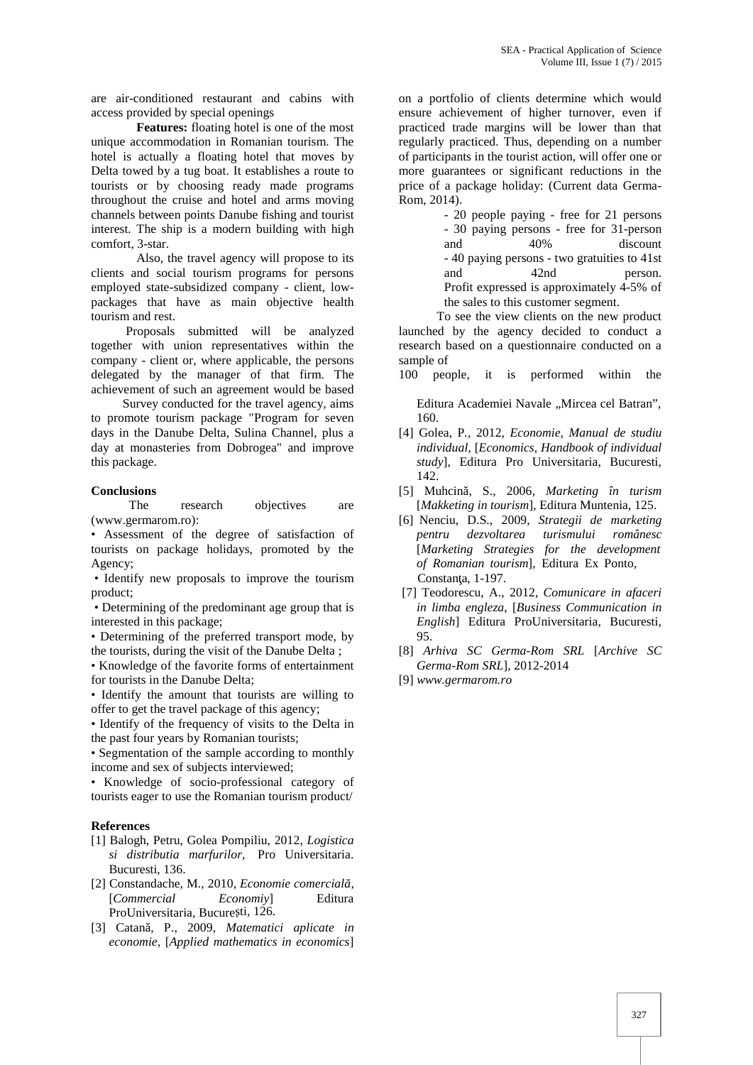are air-conditioned restaurant and cabins with access provided by special openings

**Features:** floating hotel is one of the most unique accommodation in Romanian tourism. The hotel is actually a floating hotel that moves by Delta towed by a tug boat. It establishes a route to tourists or by choosing ready made programs throughout the cruise and hotel and arms moving channels between points Danube fishing and tourist interest. The ship is a modern building with high comfort, 3-star.

Also, the travel agency will propose to its clients and social tourism programs for persons employed state-subsidized company - client, low-packages that have as main objective health tourism and rest.

Proposals submitted will be analyzed together with union representatives within the company - client or, where applicable, the persons delegated by the manager of that firm. The achievement of such an agreement would be based

Survey conducted for the travel agency, aims to promote tourism package "Program for seven days in the Danube Delta, Sulina Channel, plus a day at monasteries from Dobrogea" and improve this package.

## Conclusions

The research objectives are (www.germarom.ro):

- Assessment of the degree of satisfaction of tourists on package holidays, promoted by the Agency;
- Identify new proposals to improve the tourism product;
- Determining of the predominant age group that is interested in this package;
- Determining of the preferred transport mode, by the tourists, during the visit of the Danube Delta ;
- Knowledge of the favorite forms of entertainment for tourists in the Danube Delta;
- Identify the amount that tourists are willing to offer to get the travel package of this agency;
- Identify of the frequency of visits to the Delta in the past four years by Romanian tourists;
- Segmentation of the sample according to monthly income and sex of subjects interviewed;
- Knowledge of socio-professional category of tourists eager to use the Romanian tourism product/

## References

[1] Balogh, Petru, Golea Pompiliu, 2012, *Logistica si distributia marfurilor*, Pro Universitaria. Bucuresti, 136.

[2] Constandache, M., 2010, *Economie comercială*, [*Commercial Economiy*] Editura ProUniversitaria, București, 126.

[3] Catană, P., 2009, *Matematici aplicate in economie*, [*Applied mathematics in economics*]

on a portfolio of clients determine which would ensure achievement of higher turnover, even if practiced trade margins will be lower than that regularly practiced. Thus, depending on a number of participants in the tourist action, will offer one or more guarantees or significant reductions in the price of a package holiday: (Current data Germa-Rom, 2014).

- 20 people paying - free for 21 persons
- 30 paying persons - free for 31-person and 40% discount
- 40 paying persons - two gratuities to 41st and 42nd person.

Profit expressed is approximately 4-5% of the sales to this customer segment.

To see the view clients on the new product launched by the agency decided to conduct a research based on a questionnaire conducted on a sample of 100 people, it is performed within the

Editura Academiei Navale „Mircea cel Batran", 160.

[4] Golea, P., 2012, *Economie, Manual de studiu individual*, [*Economics, Handbook of individual study*], Editura Pro Universitaria, Bucuresti, 142.

[5] Muhcină, S., 2006, *Marketing în turism* [*Makketing in tourism*], Editura Muntenia, 125.

[6] Nenciu, D.S., 2009, *Strategii de marketing pentru dezvoltarea turismului românesc* [*Marketing Strategies for the development of Romanian tourism*], Editura Ex Ponto, Constanța, 1-197.

[7] Teodorescu, A., 2012, *Comunicare in afaceri in limba engleza*, [*Business Communication in English*] Editura ProUniversitaria, Bucuresti, 95.

[8] *Arhiva SC Germa-Rom SRL* [*Archive SC Germa-Rom SRL*], 2012-2014

[9] *www.germarom.ro*